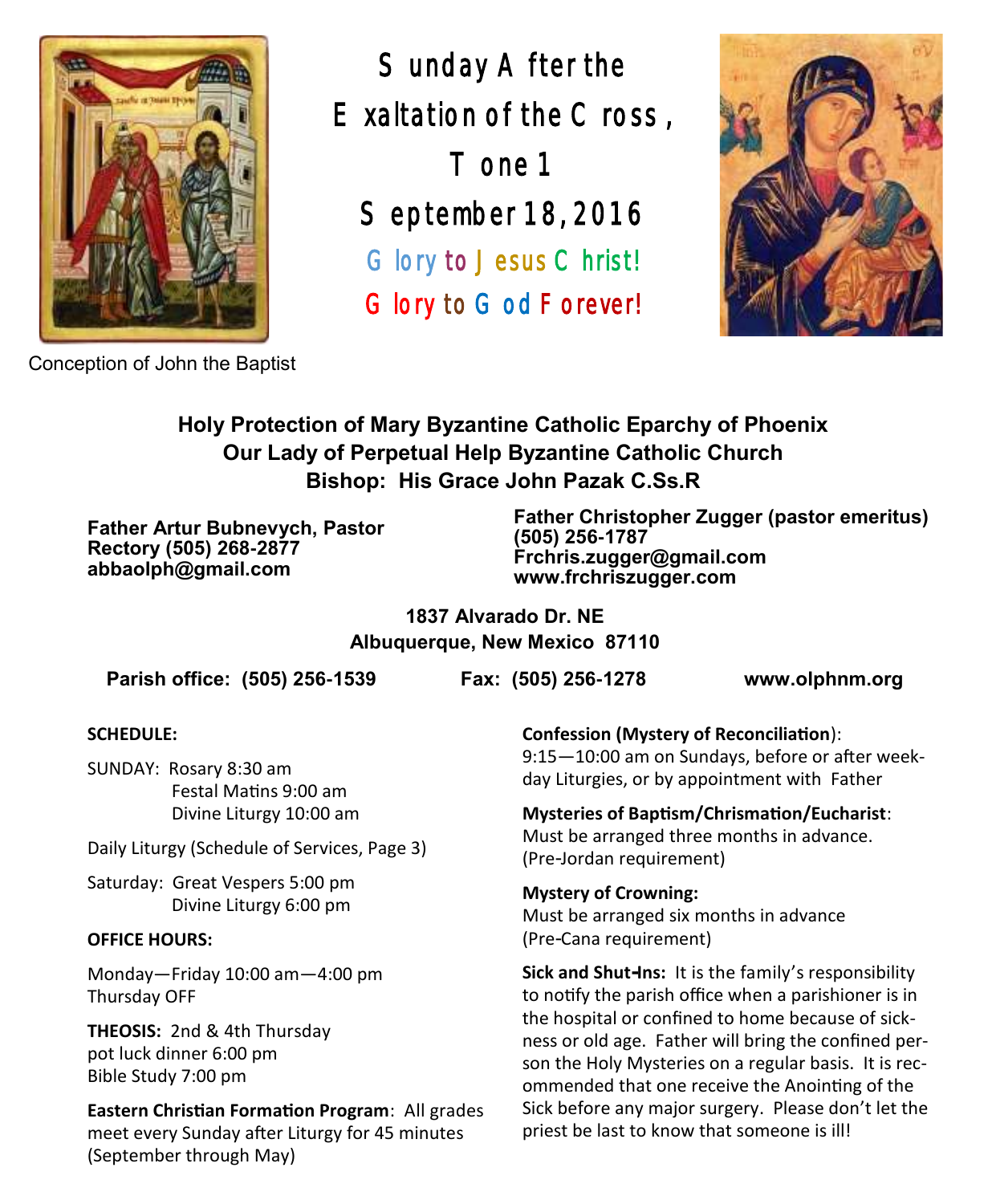Conception of John the Baptist

# Sunday After the Exaltation of the Cross, Tone 1

## September 18, 2016

Glory to Jesus Christ!

Glory to God Forever!

**Holy Protection of Mary Byzantine Catholic Eparchy of Phoenix**
**Our Lady of Perpetual Help Byzantine Catholic Church**
**Bishop: His Grace John Pazak C.Ss.R**

**Father Artur Bubnevych, Pastor**
**Rectory (505) 268-2877**
**abbaolph@gmail.com**

**Father Christopher Zugger (pastor emeritus)**
**(505) 256-1787**
**Frchris.zugger@gmail.com**
**www.frchriszugger.com**

**1837 Alvarado Dr. NE**
**Albuquerque, New Mexico 87110**

**Parish office: (505) 256-1539** **Fax: (505) 256-1278** **www.olphnm.org**

**SCHEDULE:**

SUNDAY: Rosary 8:30 am
Festal Matins 9:00 am
Divine Liturgy 10:00 am

Daily Liturgy (Schedule of Services, Page 3)

Saturday: Great Vespers 5:00 pm
Divine Liturgy 6:00 pm

**OFFICE HOURS:**

Monday—Friday 10:00 am—4:00 pm
Thursday OFF

**THEOSIS:** 2nd & 4th Thursday
pot luck dinner 6:00 pm
Bible Study 7:00 pm

**Eastern Christian Formation Program**: All grades meet every Sunday after Liturgy for 45 minutes (September through May)

**Confession (Mystery of Reconciliation)**:
9:15—10:00 am on Sundays, before or after weekday Liturgies, or by appointment with Father

**Mysteries of Baptism/Chrismation/Eucharist**:
Must be arranged three months in advance. (Pre-Jordan requirement)

**Mystery of Crowning:**
Must be arranged six months in advance (Pre-Cana requirement)

**Sick and Shut-Ins:** It is the family's responsibility to notify the parish office when a parishioner is in the hospital or confined to home because of sickness or old age. Father will bring the confined person the Holy Mysteries on a regular basis. It is recommended that one receive the Anointing of the Sick before any major surgery. Please don't let the priest be last to know that someone is ill!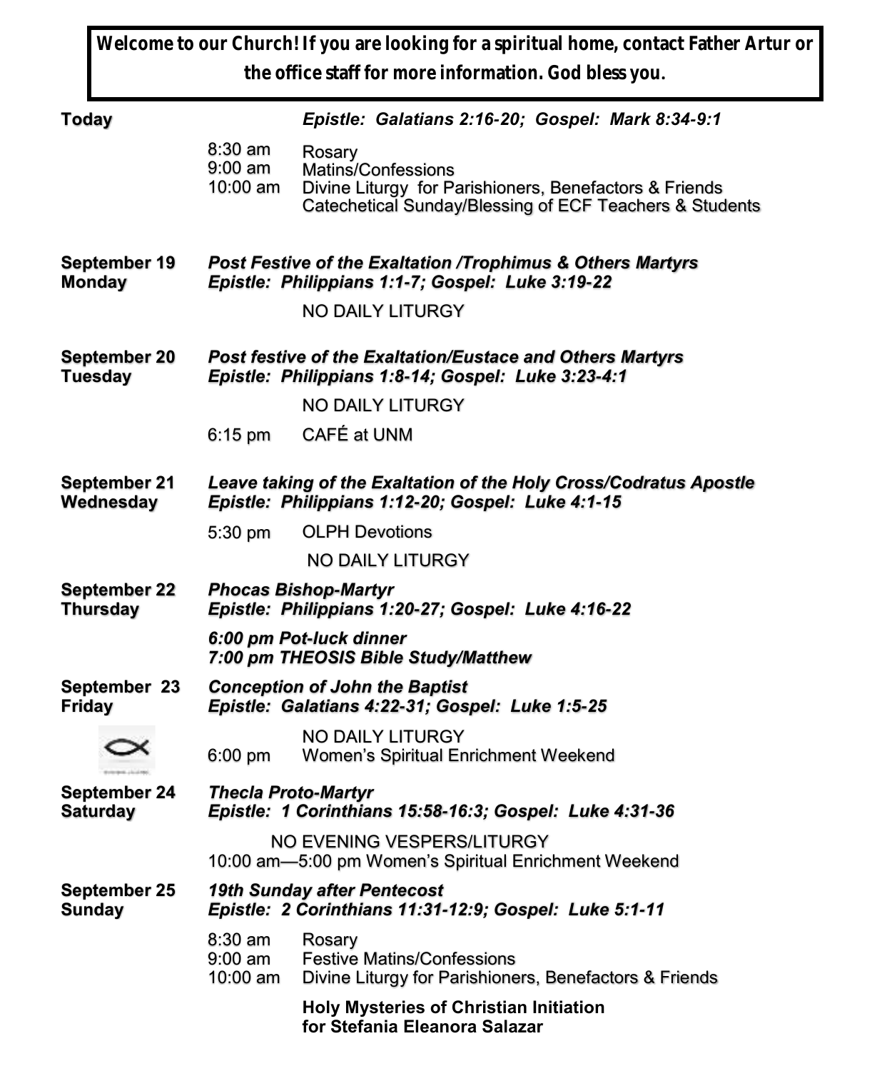**Welcome to our Church! If you are looking for a spiritual home, contact Father Artur or the office staff for more information. God bless you.**

**Today** — *Epistle: Galatians 2:16-20; Gospel: Mark 8:34-9:1*

- 8:30 am Rosary
- 9:00 am Matins/Confessions
- 10:00 am Divine Liturgy for Parishioners, Benefactors & Friends
  Catechetical Sunday/Blessing of ECF Teachers & Students

**September 19 Monday**
***Post Festive of the Exaltation /Trophimus & Others Martyrs***
***Epistle: Philippians 1:1-7; Gospel: Luke 3:19-22***

NO DAILY LITURGY

**September 20 Tuesday**
***Post festive of the Exaltation/Eustace and Others Martyrs***
***Epistle: Philippians 1:8-14; Gospel: Luke 3:23-4:1***

NO DAILY LITURGY

- 6:15 pm CAFÉ at UNM

**September 21 Wednesday**
***Leave taking of the Exaltation of the Holy Cross/Codratus Apostle***
***Epistle: Philippians 1:12-20; Gospel: Luke 4:1-15***

- 5:30 pm OLPH Devotions

NO DAILY LITURGY

**September 22 Thursday**
***Phocas Bishop-Martyr***
***Epistle: Philippians 1:20-27; Gospel: Luke 4:16-22***

***6:00 pm Pot-luck dinner***
***7:00 pm THEOSIS Bible Study/Matthew***

**September 23 Friday**
***Conception of John the Baptist***
***Epistle: Galatians 4:22-31; Gospel: Luke 1:5-25***

NO DAILY LITURGY

- 6:00 pm Women's Spiritual Enrichment Weekend

**September 24 Saturday**
***Thecla Proto-Martyr***
***Epistle: 1 Corinthians 15:58-16:3; Gospel: Luke 4:31-36***

NO EVENING VESPERS/LITURGY

10:00 am—5:00 pm Women's Spiritual Enrichment Weekend

**September 25 Sunday**
***19th Sunday after Pentecost***
***Epistle: 2 Corinthians 11:31-12:9; Gospel: Luke 5:1-11***

- 8:30 am Rosary
- 9:00 am Festive Matins/Confessions
- 10:00 am Divine Liturgy for Parishioners, Benefactors & Friends

**Holy Mysteries of Christian Initiation for Stefania Eleanora Salazar**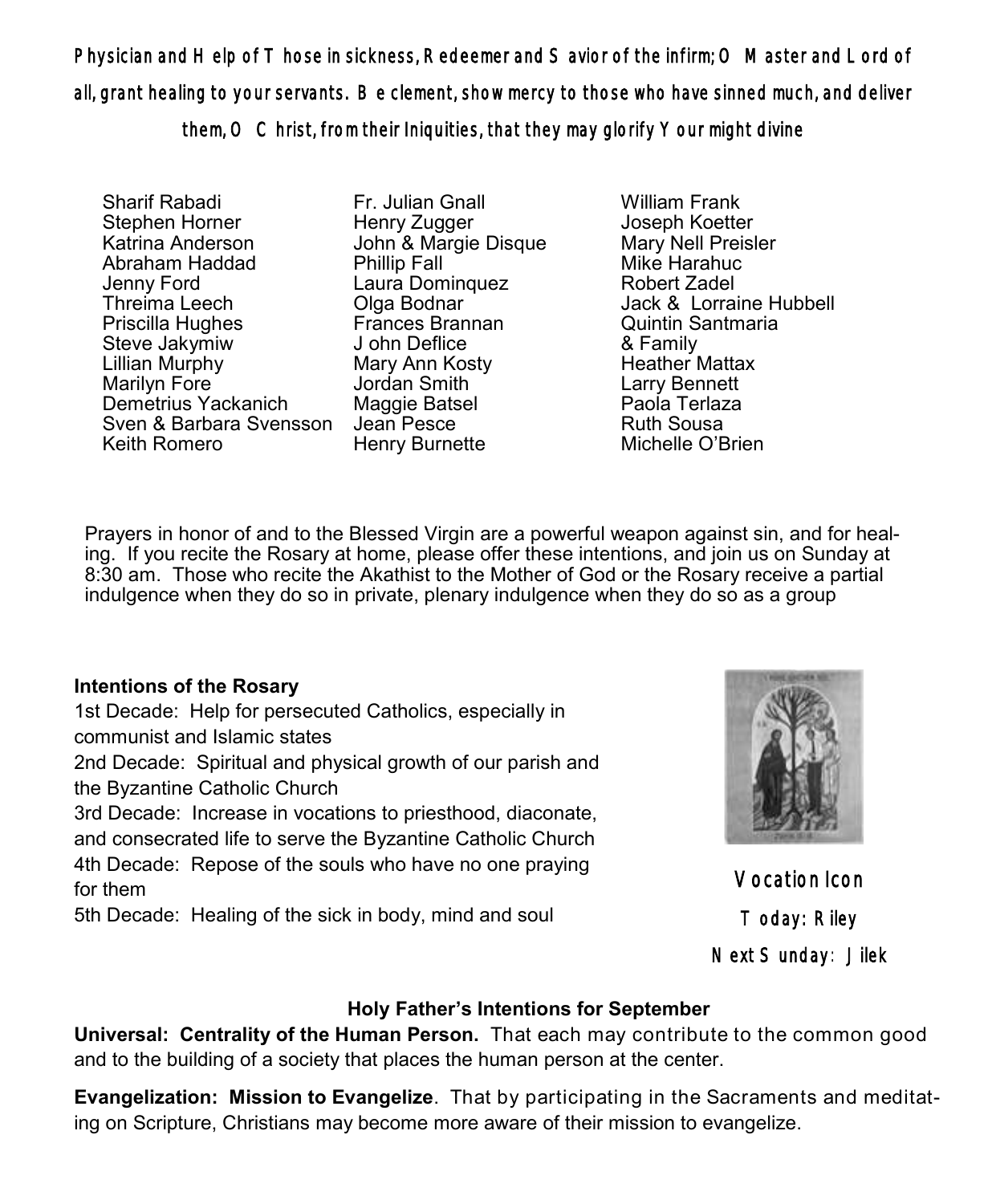*Physician and Help of Those in sickness, Redeemer and Savior of the infirm; O Master and Lord of all, grant healing to your servants. Be clement, show mercy to those who have sinned much, and deliver them, O Christ, from their Iniquities, that they may glorify Your might divine*

Sharif Rabadi
Stephen Horner
Katrina Anderson
Abraham Haddad
Jenny Ford
Threima Leech
Priscilla Hughes
Steve Jakymiw
Lillian Murphy
Marilyn Fore
Demetrius Yackanich
Sven & Barbara Svensson
Keith Romero

Fr. Julian Gnall
Henry Zugger
John & Margie Disque
Phillip Fall
Laura Dominquez
Olga Bodnar
Frances Brannan
J ohn Deflice
Mary Ann Kosty
Jordan Smith
Maggie Batsel
Jean Pesce
Henry Burnette

William Frank
Joseph Koetter
Mary Nell Preisler
Mike Harahuc
Robert Zadel
Jack & Lorraine Hubbell
Quintin Santmaria
& Family
Heather Mattax
Larry Bennett
Paola Terlaza
Ruth Sousa
Michelle O'Brien

Prayers in honor of and to the Blessed Virgin are a powerful weapon against sin, and for healing. If you recite the Rosary at home, please offer these intentions, and join us on Sunday at 8:30 am. Those who recite the Akathist to the Mother of God or the Rosary receive a partial indulgence when they do so in private, plenary indulgence when they do so as a group

**Intentions of the Rosary**

1st Decade: Help for persecuted Catholics, especially in communist and Islamic states
2nd Decade: Spiritual and physical growth of our parish and the Byzantine Catholic Church
3rd Decade: Increase in vocations to priesthood, diaconate, and consecrated life to serve the Byzantine Catholic Church
4th Decade: Repose of the souls who have no one praying for them
5th Decade: Healing of the sick in body, mind and soul

Vocation Icon
Today: Riley
Next Sunday: Jilek

**Holy Father's Intentions for September**

**Universal: Centrality of the Human Person.** That each may contribute to the common good and to the building of a society that places the human person at the center.

**Evangelization: Mission to Evangelize**. That by participating in the Sacraments and meditating on Scripture, Christians may become more aware of their mission to evangelize.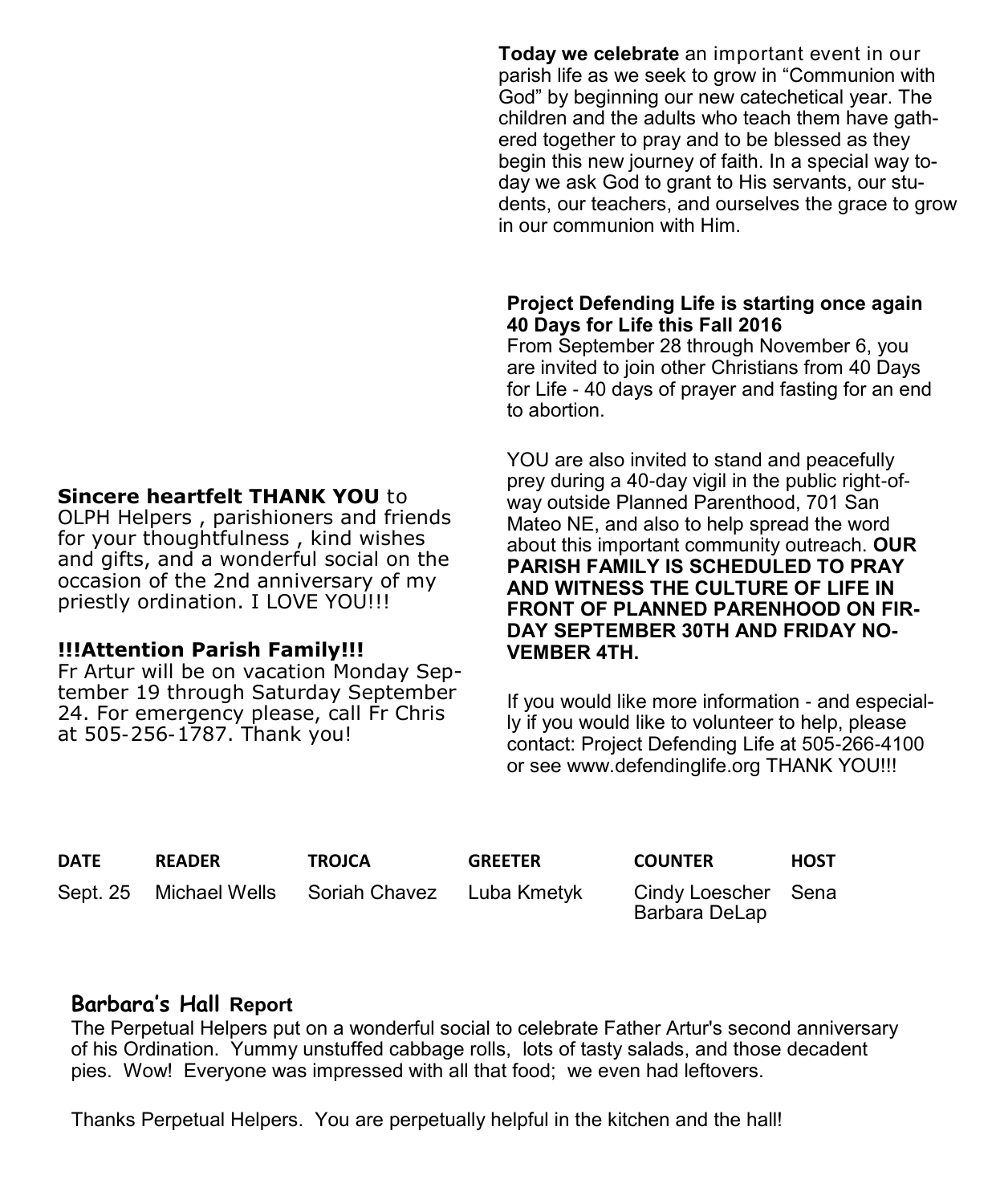**Today we celebrate** an important event in our parish life as we seek to grow in "Communion with God" by beginning our new catechetical year. The children and the adults who teach them have gathered together to pray and to be blessed as they begin this new journey of faith. In a special way today we ask God to grant to His servants, our students, our teachers, and ourselves the grace to grow in our communion with Him.

**Sincere heartfelt THANK YOU** to OLPH Helpers , parishioners and friends for your thoughtfulness , kind wishes and gifts, and a wonderful social on the occasion of the 2nd anniversary of my priestly ordination. I LOVE YOU!!!

**!!!Attention Parish Family!!!**

Fr Artur will be on vacation Monday September 19 through Saturday September 24. For emergency please, call Fr Chris at 505-256-1787. Thank you!

**Project Defending Life is starting once again 40 Days for Life this Fall 2016**

From September 28 through November 6, you are invited to join other Christians from 40 Days for Life - 40 days of prayer and fasting for an end to abortion.

YOU are also invited to stand and peacefully prey during a 40-day vigil in the public right-of-way outside Planned Parenthood, 701 San Mateo NE, and also to help spread the word about this important community outreach. **OUR PARISH FAMILY IS SCHEDULED TO PRAY AND WITNESS THE CULTURE OF LIFE IN FRONT OF PLANNED PARENHOOD ON FIRDAY SEPTEMBER 30TH AND FRIDAY NOVEMBER 4TH.**

If you would like more information - and especially if you would like to volunteer to help, please contact: Project Defending Life at 505-266-4100 or see www.defendinglife.org THANK YOU!!!

| DATE | READER | TROJCA | GREETER | COUNTER | HOST |
|---|---|---|---|---|---|
| Sept. 25 | Michael Wells | Soriah Chavez | Luba Kmetyk | Cindy Loescher<br>Barbara DeLap | Sena |

## Barbara's Hall Report

The Perpetual Helpers put on a wonderful social to celebrate Father Artur's second anniversary of his Ordination. Yummy unstuffed cabbage rolls, lots of tasty salads, and those decadent pies. Wow! Everyone was impressed with all that food; we even had leftovers.

Thanks Perpetual Helpers. You are perpetually helpful in the kitchen and the hall!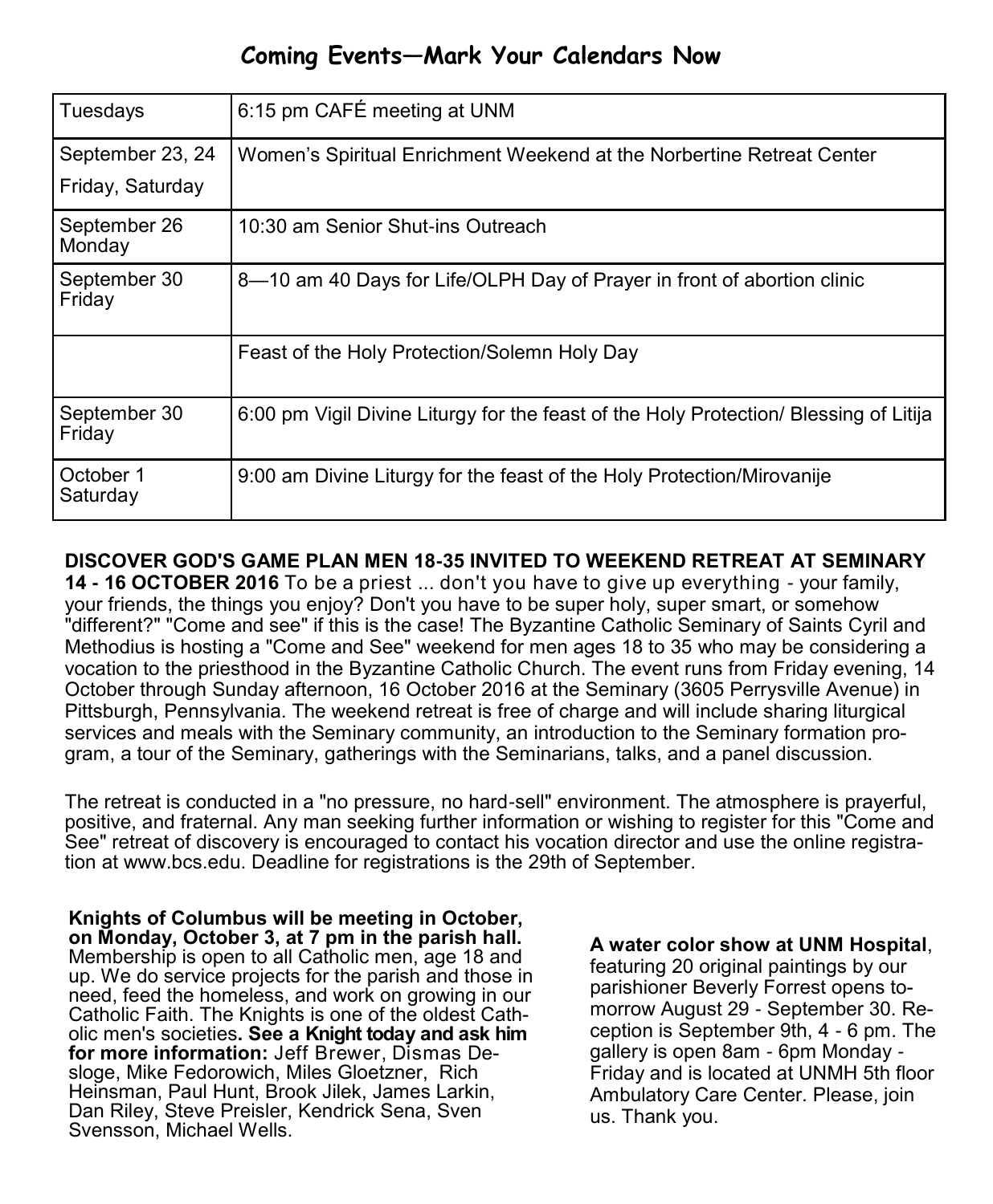## Coming Events—Mark Your Calendars Now

| | |
|---|---|
| Tuesdays | 6:15 pm CAFÉ meeting at UNM |
| September 23, 24 Friday, Saturday | Women's Spiritual Enrichment Weekend at the Norbertine Retreat Center |
| September 26 Monday | 10:30 am Senior Shut-ins Outreach |
| September 30 Friday | 8—10 am 40 Days for Life/OLPH Day of Prayer in front of abortion clinic |
| | Feast of the Holy Protection/Solemn Holy Day |
| September 30 Friday | 6:00 pm Vigil Divine Liturgy for the feast of the Holy Protection/ Blessing of Litija |
| October 1 Saturday | 9:00 am Divine Liturgy for the feast of the Holy Protection/Mirovanije |

**DISCOVER GOD'S GAME PLAN MEN 18-35 INVITED TO WEEKEND RETREAT AT SEMINARY 14 - 16 OCTOBER 2016** To be a priest ... don't you have to give up everything - your family, your friends, the things you enjoy? Don't you have to be super holy, super smart, or somehow "different?" "Come and see" if this is the case! The Byzantine Catholic Seminary of Saints Cyril and Methodius is hosting a "Come and See" weekend for men ages 18 to 35 who may be considering a vocation to the priesthood in the Byzantine Catholic Church. The event runs from Friday evening, 14 October through Sunday afternoon, 16 October 2016 at the Seminary (3605 Perrysville Avenue) in Pittsburgh, Pennsylvania. The weekend retreat is free of charge and will include sharing liturgical services and meals with the Seminary community, an introduction to the Seminary formation program, a tour of the Seminary, gatherings with the Seminarians, talks, and a panel discussion.

The retreat is conducted in a "no pressure, no hard-sell" environment. The atmosphere is prayerful, positive, and fraternal. Any man seeking further information or wishing to register for this "Come and See" retreat of discovery is encouraged to contact his vocation director and use the online registration at www.bcs.edu. Deadline for registrations is the 29th of September.

**Knights of Columbus will be meeting in October, on Monday, October 3, at 7 pm in the parish hall.** Membership is open to all Catholic men, age 18 and up. We do service projects for the parish and those in need, feed the homeless, and work on growing in our Catholic Faith. The Knights is one of the oldest Catholic men's societies**. See a Knight today and ask him for more information:** Jeff Brewer, Dismas Desloge, Mike Fedorowich, Miles Gloetzner, Rich Heinsman, Paul Hunt, Brook Jilek, James Larkin, Dan Riley, Steve Preisler, Kendrick Sena, Sven Svensson, Michael Wells.

**A water color show at UNM Hospital**, featuring 20 original paintings by our parishioner Beverly Forrest opens tomorrow August 29 - September 30. Reception is September 9th, 4 - 6 pm. The gallery is open 8am - 6pm Monday - Friday and is located at UNMH 5th floor Ambulatory Care Center. Please, join us. Thank you.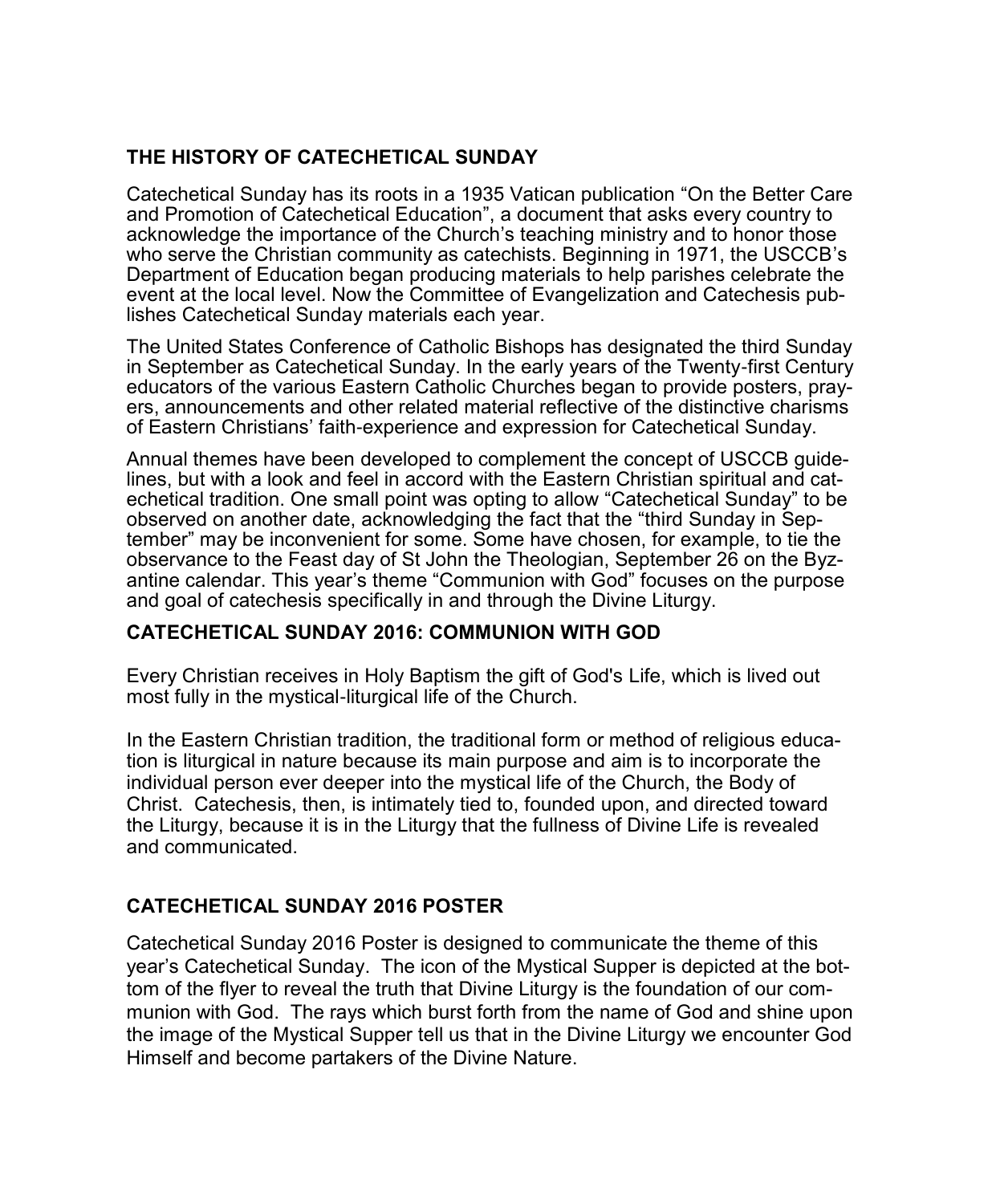## THE HISTORY OF CATECHETICAL SUNDAY

Catechetical Sunday has its roots in a 1935 Vatican publication "On the Better Care and Promotion of Catechetical Education", a document that asks every country to acknowledge the importance of the Church's teaching ministry and to honor those who serve the Christian community as catechists. Beginning in 1971, the USCCB's Department of Education began producing materials to help parishes celebrate the event at the local level. Now the Committee of Evangelization and Catechesis publishes Catechetical Sunday materials each year.

The United States Conference of Catholic Bishops has designated the third Sunday in September as Catechetical Sunday. In the early years of the Twenty-first Century educators of the various Eastern Catholic Churches began to provide posters, prayers, announcements and other related material reflective of the distinctive charisms of Eastern Christians' faith-experience and expression for Catechetical Sunday.

Annual themes have been developed to complement the concept of USCCB guidelines, but with a look and feel in accord with the Eastern Christian spiritual and catechetical tradition. One small point was opting to allow "Catechetical Sunday" to be observed on another date, acknowledging the fact that the "third Sunday in September" may be inconvenient for some. Some have chosen, for example, to tie the observance to the Feast day of St John the Theologian, September 26 on the Byzantine calendar. This year's theme "Communion with God" focuses on the purpose and goal of catechesis specifically in and through the Divine Liturgy.

## CATECHETICAL SUNDAY 2016: COMMUNION WITH GOD

Every Christian receives in Holy Baptism the gift of God's Life, which is lived out most fully in the mystical-liturgical life of the Church.

In the Eastern Christian tradition, the traditional form or method of religious education is liturgical in nature because its main purpose and aim is to incorporate the individual person ever deeper into the mystical life of the Church, the Body of Christ. Catechesis, then, is intimately tied to, founded upon, and directed toward the Liturgy, because it is in the Liturgy that the fullness of Divine Life is revealed and communicated.

## CATECHETICAL SUNDAY 2016 POSTER

Catechetical Sunday 2016 Poster is designed to communicate the theme of this year's Catechetical Sunday. The icon of the Mystical Supper is depicted at the bottom of the flyer to reveal the truth that Divine Liturgy is the foundation of our communion with God. The rays which burst forth from the name of God and shine upon the image of the Mystical Supper tell us that in the Divine Liturgy we encounter God Himself and become partakers of the Divine Nature.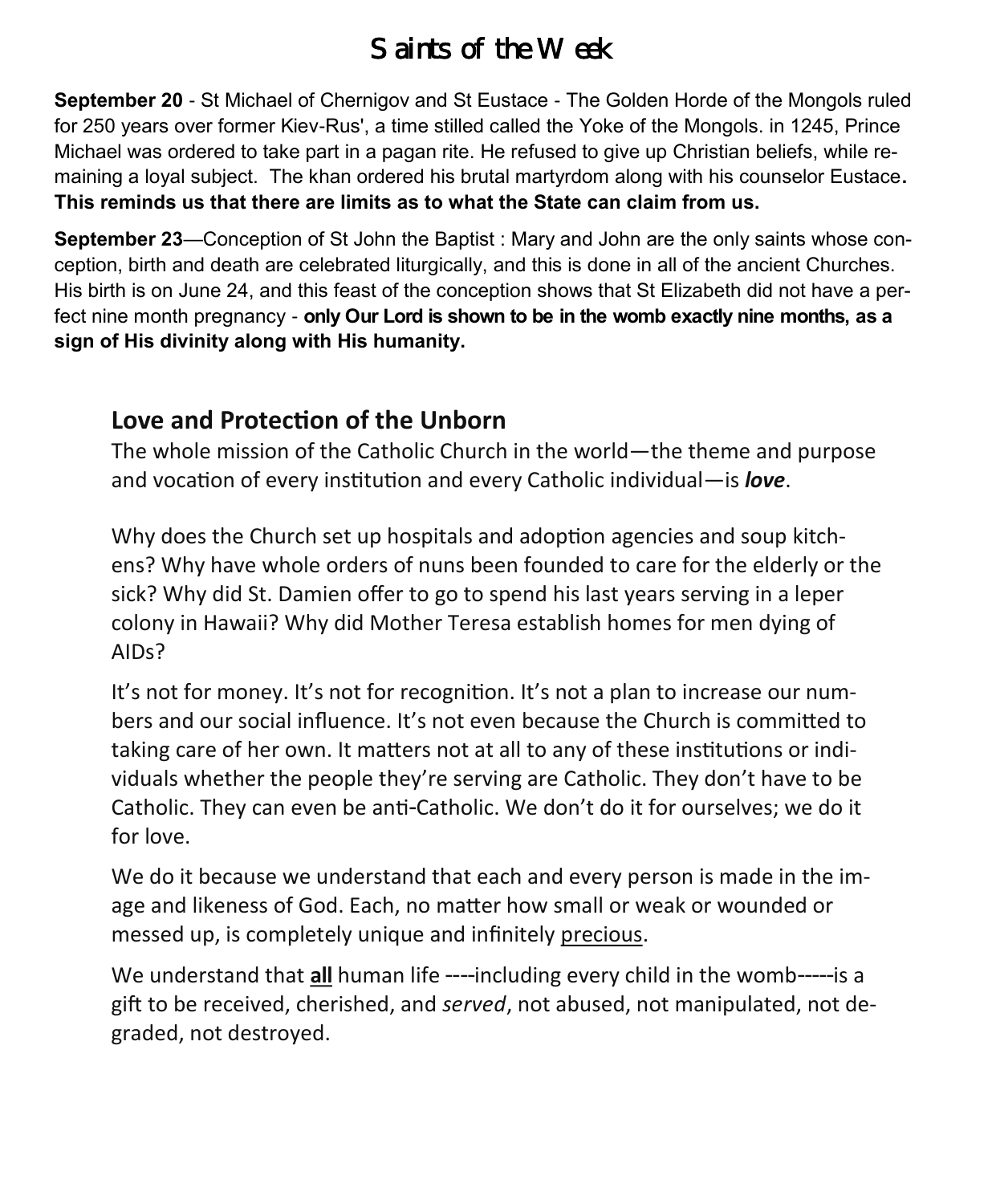# Saints of the Week

**September 20** - St Michael of Chernigov and St Eustace - The Golden Horde of the Mongols ruled for 250 years over former Kiev-Rus', a time stilled called the Yoke of the Mongols. in 1245, Prince Michael was ordered to take part in a pagan rite. He refused to give up Christian beliefs, while remaining a loyal subject. The khan ordered his brutal martyrdom along with his counselor Eustace**. This reminds us that there are limits as to what the State can claim from us.**

**September 23**—Conception of St John the Baptist : Mary and John are the only saints whose conception, birth and death are celebrated liturgically, and this is done in all of the ancient Churches. His birth is on June 24, and this feast of the conception shows that St Elizabeth did not have a perfect nine month pregnancy - **only Our Lord is shown to be in the womb exactly nine months, as a sign of His divinity along with His humanity.**

## Love and Protection of the Unborn

The whole mission of the Catholic Church in the world—the theme and purpose and vocation of every institution and every Catholic individual—is ***love***.

Why does the Church set up hospitals and adoption agencies and soup kitchens? Why have whole orders of nuns been founded to care for the elderly or the sick? Why did St. Damien offer to go to spend his last years serving in a leper colony in Hawaii? Why did Mother Teresa establish homes for men dying of AIDs?

It's not for money. It's not for recognition. It's not a plan to increase our numbers and our social influence. It's not even because the Church is committed to taking care of her own. It matters not at all to any of these institutions or individuals whether the people they're serving are Catholic. They don't have to be Catholic. They can even be anti-Catholic. We don't do it for ourselves; we do it for love.

We do it because we understand that each and every person is made in the image and likeness of God. Each, no matter how small or weak or wounded or messed up, is completely unique and infinitely <u>precious</u>.

We understand that **<u>all</u>** human life ----including every child in the womb-----is a gift to be received, cherished, and *served*, not abused, not manipulated, not degraded, not destroyed.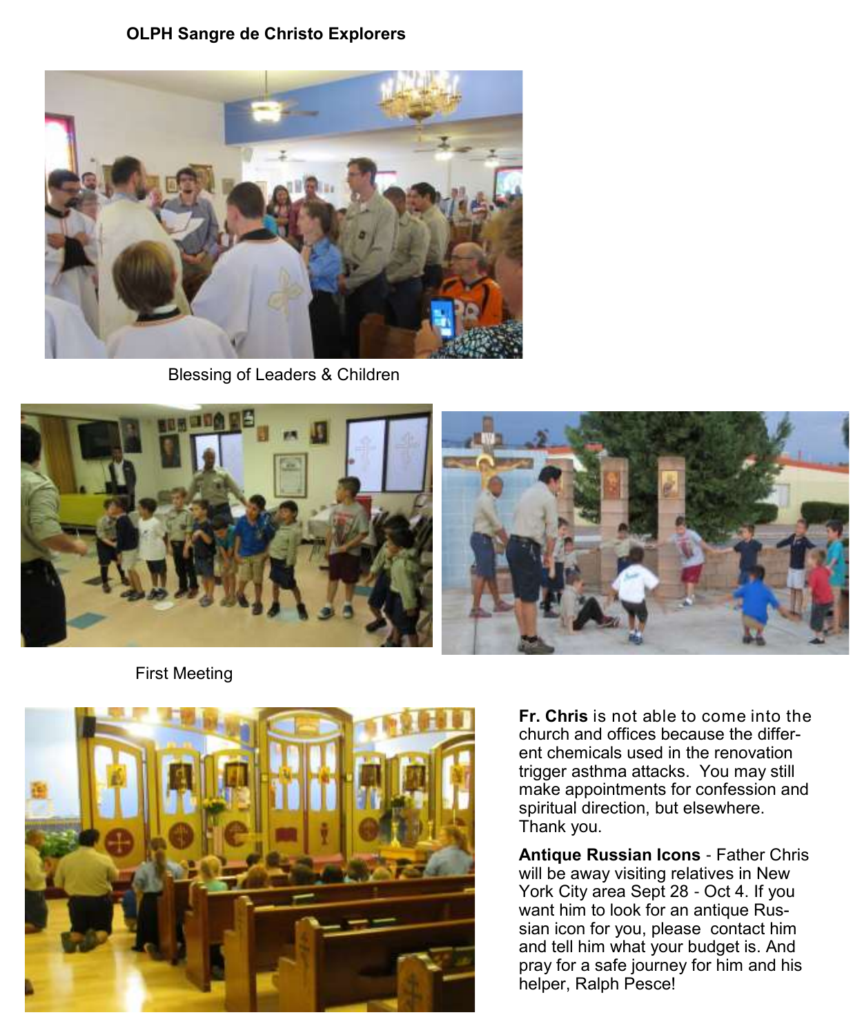**OLPH Sangre de Christo Explorers**

Blessing of Leaders & Children

First Meeting

**Fr. Chris** is not able to come into the church and offices because the different chemicals used in the renovation trigger asthma attacks. You may still make appointments for confession and spiritual direction, but elsewhere. Thank you.

**Antique Russian Icons** - Father Chris will be away visiting relatives in New York City area Sept 28 - Oct 4. If you want him to look for an antique Russian icon for you, please contact him and tell him what your budget is. And pray for a safe journey for him and his helper, Ralph Pesce!